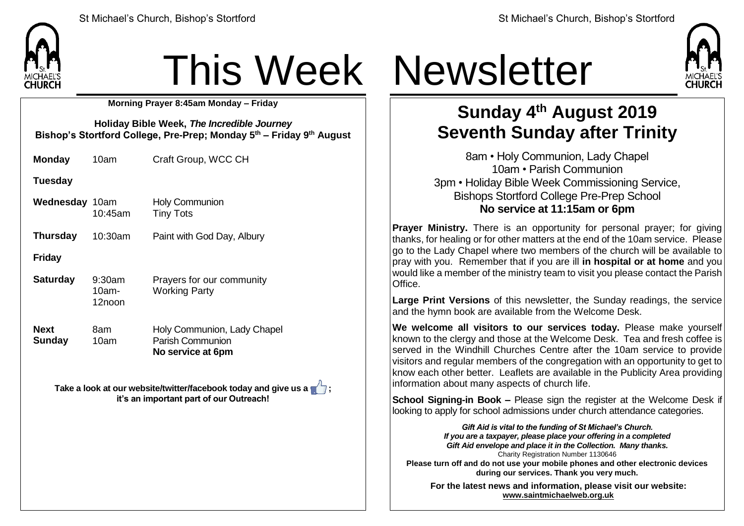# This Week Newsletter

**Morning Prayer 8:45am Monday – Friday**

**Holiday Bible Week, *The Incredible Journey***
**Bishop's Stortford College, Pre-Prep; Monday 5th – Friday 9th August**

| | | |
|---|---|---|
| **Monday** | 10am | Craft Group, WCC CH |
| **Tuesday** | | |
| **Wednesday** | 10am<br>10:45am | Holy Communion<br>Tiny Tots |
| **Thursday** | 10:30am | Paint with God Day, Albury |
| **Friday** | | |
| **Saturday** | 9:30am<br>10am-12noon | Prayers for our community<br>Working Party |
| **Next Sunday** | 8am<br>10am | Holy Communion, Lady Chapel<br>Parish Communion<br>**No service at 6pm** |

**Take a look at our website/twitter/facebook today and give us a 👍; it's an important part of our Outreach!**

## Sunday 4th August 2019
## Seventh Sunday after Trinity

8am • Holy Communion, Lady Chapel
10am • Parish Communion
3pm • Holiday Bible Week Commissioning Service, Bishops Stortford College Pre-Prep School
**No service at 11:15am or 6pm**

**Prayer Ministry.** There is an opportunity for personal prayer; for giving thanks, for healing or for other matters at the end of the 10am service. Please go to the Lady Chapel where two members of the church will be available to pray with you. Remember that if you are ill **in hospital or at home** and you would like a member of the ministry team to visit you please contact the Parish Office.

**Large Print Versions** of this newsletter, the Sunday readings, the service and the hymn book are available from the Welcome Desk.

**We welcome all visitors to our services today.** Please make yourself known to the clergy and those at the Welcome Desk. Tea and fresh coffee is served in the Windhill Churches Centre after the 10am service to provide visitors and regular members of the congregation with an opportunity to get to know each other better. Leaflets are available in the Publicity Area providing information about many aspects of church life.

**School Signing-in Book –** Please sign the register at the Welcome Desk if looking to apply for school admissions under church attendance categories.

***Gift Aid is vital to the funding of St Michael's Church. If you are a taxpayer, please place your offering in a completed Gift Aid envelope and place it in the Collection. Many thanks.***
Charity Registration Number 1130646
**Please turn off and do not use your mobile phones and other electronic devices during our services. Thank you very much.**

**For the latest news and information, please visit our website: www.saintmichaelweb.org.uk**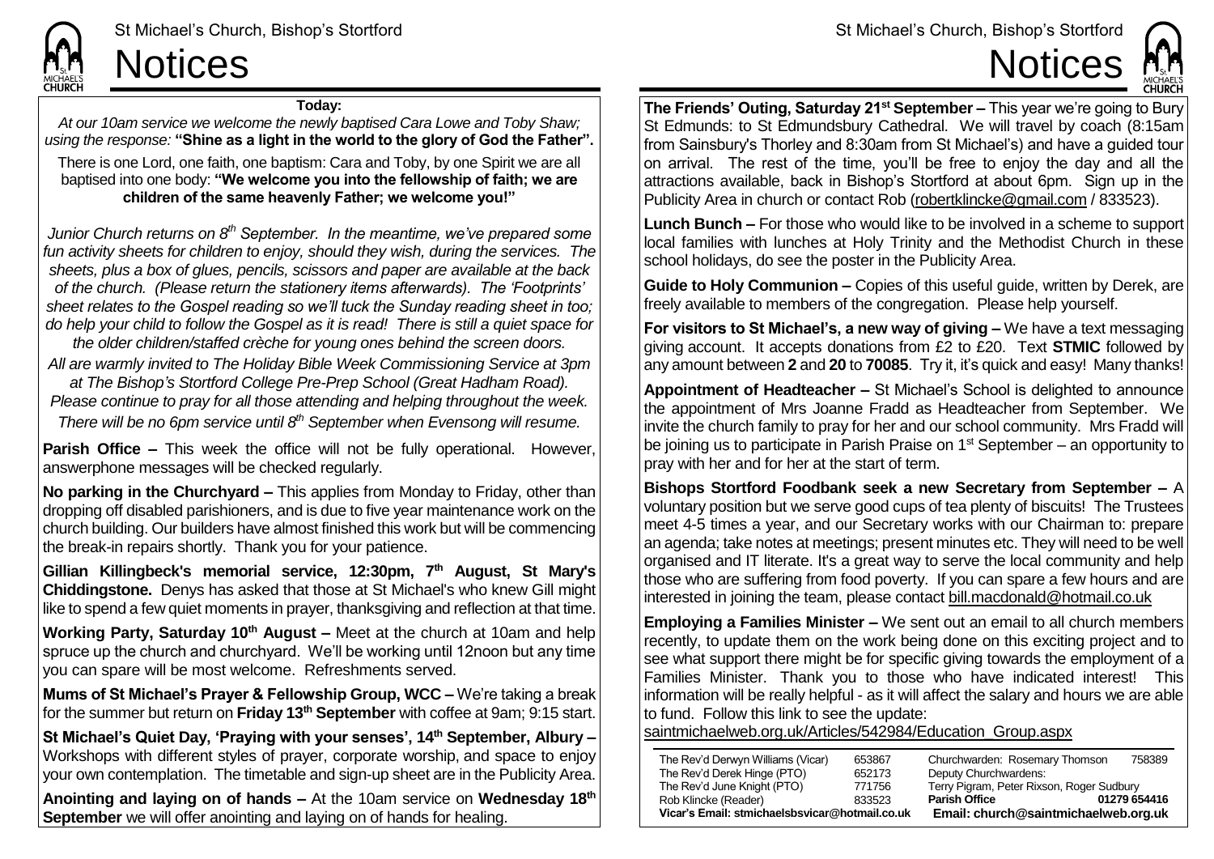# Notices

**Today:**

*At our 10am service we welcome the newly baptised Cara Lowe and Toby Shaw; using the response:* **"Shine as a light in the world to the glory of God the Father".**

There is one Lord, one faith, one baptism: Cara and Toby, by one Spirit we are all baptised into one body: **"We welcome you into the fellowship of faith; we are children of the same heavenly Father; we welcome you!"**

*Junior Church returns on 8th September. In the meantime, we've prepared some fun activity sheets for children to enjoy, should they wish, during the services. The sheets, plus a box of glues, pencils, scissors and paper are available at the back of the church. (Please return the stationery items afterwards). The 'Footprints' sheet relates to the Gospel reading so we'll tuck the Sunday reading sheet in too; do help your child to follow the Gospel as it is read! There is still a quiet space for the older children/staffed crèche for young ones behind the screen doors.*

*All are warmly invited to The Holiday Bible Week Commissioning Service at 3pm at The Bishop's Stortford College Pre-Prep School (Great Hadham Road). Please continue to pray for all those attending and helping throughout the week.*

*There will be no 6pm service until 8th September when Evensong will resume.*

**Parish Office –** This week the office will not be fully operational. However, answerphone messages will be checked regularly.

**No parking in the Churchyard –** This applies from Monday to Friday, other than dropping off disabled parishioners, and is due to five year maintenance work on the church building. Our builders have almost finished this work but will be commencing the break-in repairs shortly. Thank you for your patience.

**Gillian Killingbeck's memorial service, 12:30pm, 7th August, St Mary's Chiddingstone.** Denys has asked that those at St Michael's who knew Gill might like to spend a few quiet moments in prayer, thanksgiving and reflection at that time.

**Working Party, Saturday 10th August –** Meet at the church at 10am and help spruce up the church and churchyard. We'll be working until 12noon but any time you can spare will be most welcome. Refreshments served.

**Mums of St Michael's Prayer & Fellowship Group, WCC –** We're taking a break for the summer but return on **Friday 13th September** with coffee at 9am; 9:15 start.

**St Michael's Quiet Day, 'Praying with your senses', 14th September, Albury –** Workshops with different styles of prayer, corporate worship, and space to enjoy your own contemplation. The timetable and sign-up sheet are in the Publicity Area.

**Anointing and laying on of hands –** At the 10am service on **Wednesday 18th September** we will offer anointing and laying on of hands for healing.

**The Friends' Outing, Saturday 21st September –** This year we're going to Bury St Edmunds: to St Edmundsbury Cathedral. We will travel by coach (8:15am from Sainsbury's Thorley and 8:30am from St Michael's) and have a guided tour on arrival. The rest of the time, you'll be free to enjoy the day and all the attractions available, back in Bishop's Stortford at about 6pm. Sign up in the Publicity Area in church or contact Rob (robertklincke@gmail.com / 833523).

**Lunch Bunch –** For those who would like to be involved in a scheme to support local families with lunches at Holy Trinity and the Methodist Church in these school holidays, do see the poster in the Publicity Area.

**Guide to Holy Communion –** Copies of this useful guide, written by Derek, are freely available to members of the congregation. Please help yourself.

**For visitors to St Michael's, a new way of giving –** We have a text messaging giving account. It accepts donations from £2 to £20. Text **STMIC** followed by any amount between **2** and **20** to **70085**. Try it, it's quick and easy! Many thanks!

**Appointment of Headteacher –** St Michael's School is delighted to announce the appointment of Mrs Joanne Fradd as Headteacher from September. We invite the church family to pray for her and our school community. Mrs Fradd will be joining us to participate in Parish Praise on 1st September – an opportunity to pray with her and for her at the start of term.

**Bishops Stortford Foodbank seek a new Secretary from September –** A voluntary position but we serve good cups of tea plenty of biscuits! The Trustees meet 4-5 times a year, and our Secretary works with our Chairman to: prepare an agenda; take notes at meetings; present minutes etc. They will need to be well organised and IT literate. It's a great way to serve the local community and help those who are suffering from food poverty. If you can spare a few hours and are interested in joining the team, please contact bill.macdonald@hotmail.co.uk

**Employing a Families Minister –** We sent out an email to all church members recently, to update them on the work being done on this exciting project and to see what support there might be for specific giving towards the employment of a Families Minister. Thank you to those who have indicated interest! This information will be really helpful - as it will affect the salary and hours we are able to fund. Follow this link to see the update:
saintmichaelweb.org.uk/Articles/542984/Education_Group.aspx

| | | | |
|---|---|---|---|
| The Rev'd Derwyn Williams (Vicar) | 653867 | Churchwarden: Rosemary Thomson | 758389 |
| The Rev'd Derek Hinge (PTO) | 652173 | Deputy Churchwardens: | |
| The Rev'd June Knight (PTO) | 771756 | Terry Pigram, Peter Rixson, Roger Sudbury | |
| Rob Klincke (Reader) | 833523 | **Parish Office** | **01279 654416** |
| **Vicar's Email: stmichaelsbsvicar@hotmail.co.uk** | | **Email: church@saintmichaelweb.org.uk** | |